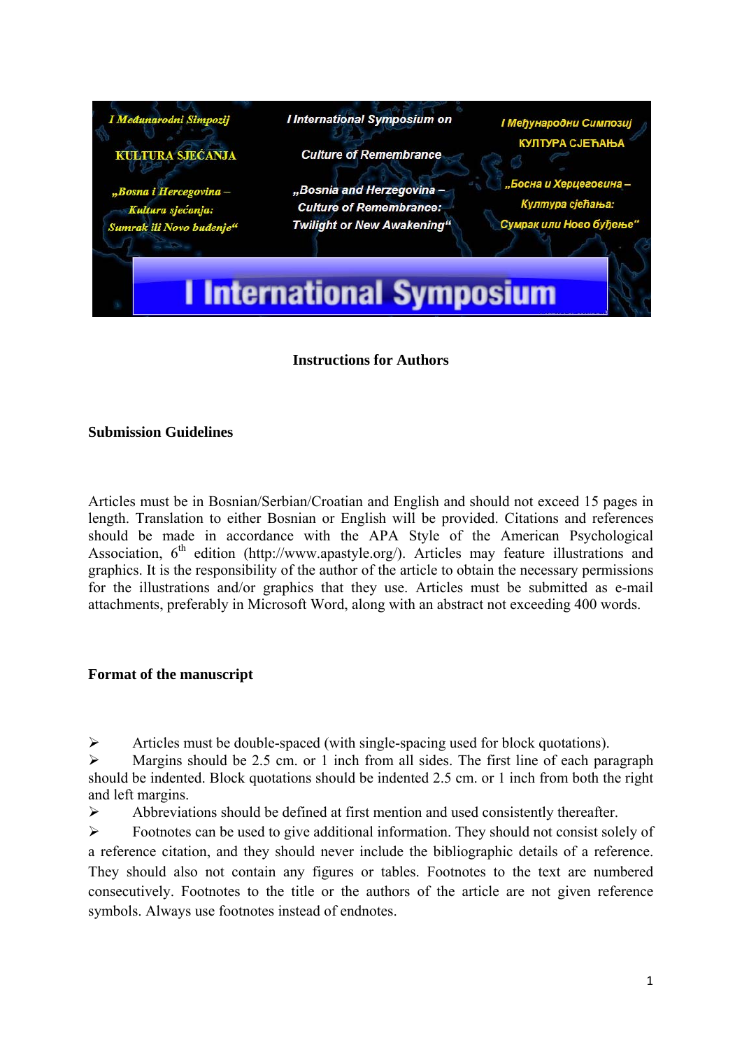I Međunarodni Simpozij

KULTURA SJEĆANJA

„Bosna i Hercegovina – Kultura sjećanja: Sumrak ili Novo buđenje“

I International Symposium on

Culture of Remembrance

„Bosnia and Herzegovina – Culture of Remembrance: Twilight or New Awakening“

I Међународни Симпозиј

КУЛТУРА СЈЕЋАЊА

„Босна и Херцеговина – Култура сјећања: Сумрак или Ново буђење“

I International Symposium

## Instructions for Authors

### Submission Guidelines

Articles must be in Bosnian/Serbian/Croatian and English and should not exceed 15 pages in length. Translation to either Bosnian or English will be provided. Citations and references should be made in accordance with the APA Style of the American Psychological Association, 6th edition (http://www.apastyle.org/). Articles may feature illustrations and graphics. It is the responsibility of the author of the article to obtain the necessary permissions for the illustrations and/or graphics that they use. Articles must be submitted as e-mail attachments, preferably in Microsoft Word, along with an abstract not exceeding 400 words.

### Format of the manuscript

- Articles must be double-spaced (with single-spacing used for block quotations).
- Margins should be 2.5 cm. or 1 inch from all sides. The first line of each paragraph should be indented. Block quotations should be indented 2.5 cm. or 1 inch from both the right and left margins.
- Abbreviations should be defined at first mention and used consistently thereafter.
- Footnotes can be used to give additional information. They should not consist solely of a reference citation, and they should never include the bibliographic details of a reference. They should also not contain any figures or tables. Footnotes to the text are numbered consecutively. Footnotes to the title or the authors of the article are not given reference symbols. Always use footnotes instead of endnotes.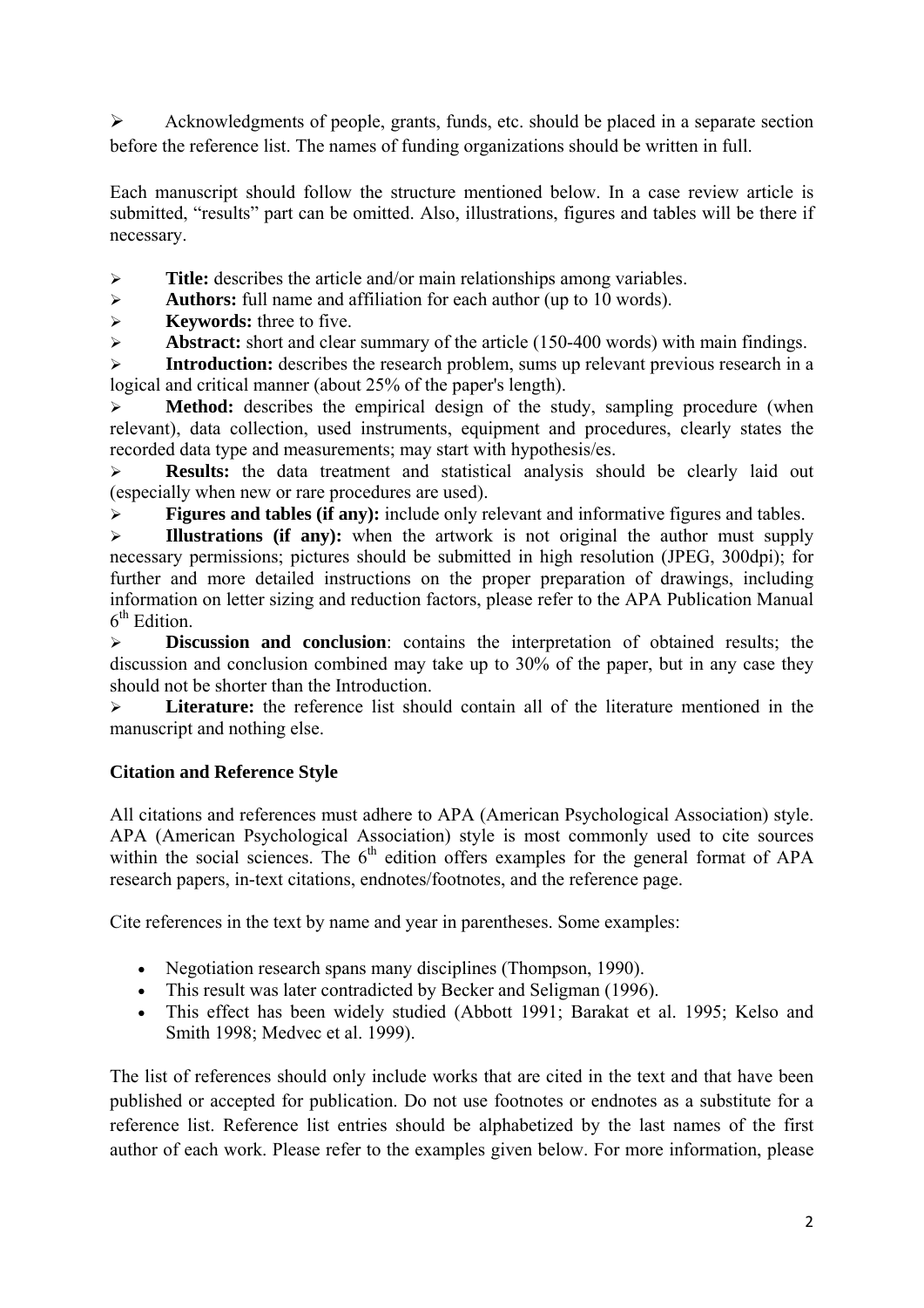- Acknowledgments of people, grants, funds, etc. should be placed in a separate section before the reference list. The names of funding organizations should be written in full.

Each manuscript should follow the structure mentioned below. In a case review article is submitted, "results" part can be omitted. Also, illustrations, figures and tables will be there if necessary.

- **Title:** describes the article and/or main relationships among variables.
- **Authors:** full name and affiliation for each author (up to 10 words).
- **Keywords:** three to five.
- **Abstract:** short and clear summary of the article (150-400 words) with main findings.
- **Introduction:** describes the research problem, sums up relevant previous research in a logical and critical manner (about 25% of the paper's length).
- **Method:** describes the empirical design of the study, sampling procedure (when relevant), data collection, used instruments, equipment and procedures, clearly states the recorded data type and measurements; may start with hypothesis/es.
- **Results:** the data treatment and statistical analysis should be clearly laid out (especially when new or rare procedures are used).
- **Figures and tables (if any):** include only relevant and informative figures and tables.
- **Illustrations (if any):** when the artwork is not original the author must supply necessary permissions; pictures should be submitted in high resolution (JPEG, 300dpi); for further and more detailed instructions on the proper preparation of drawings, including information on letter sizing and reduction factors, please refer to the APA Publication Manual 6th Edition.
- **Discussion and conclusion**: contains the interpretation of obtained results; the discussion and conclusion combined may take up to 30% of the paper, but in any case they should not be shorter than the Introduction.
- **Literature:** the reference list should contain all of the literature mentioned in the manuscript and nothing else.

**Citation and Reference Style**

All citations and references must adhere to APA (American Psychological Association) style. APA (American Psychological Association) style is most commonly used to cite sources within the social sciences. The 6th edition offers examples for the general format of APA research papers, in-text citations, endnotes/footnotes, and the reference page.

Cite references in the text by name and year in parentheses. Some examples:

- Negotiation research spans many disciplines (Thompson, 1990).
- This result was later contradicted by Becker and Seligman (1996).
- This effect has been widely studied (Abbott 1991; Barakat et al. 1995; Kelso and Smith 1998; Medvec et al. 1999).

The list of references should only include works that are cited in the text and that have been published or accepted for publication. Do not use footnotes or endnotes as a substitute for a reference list. Reference list entries should be alphabetized by the last names of the first author of each work. Please refer to the examples given below. For more information, please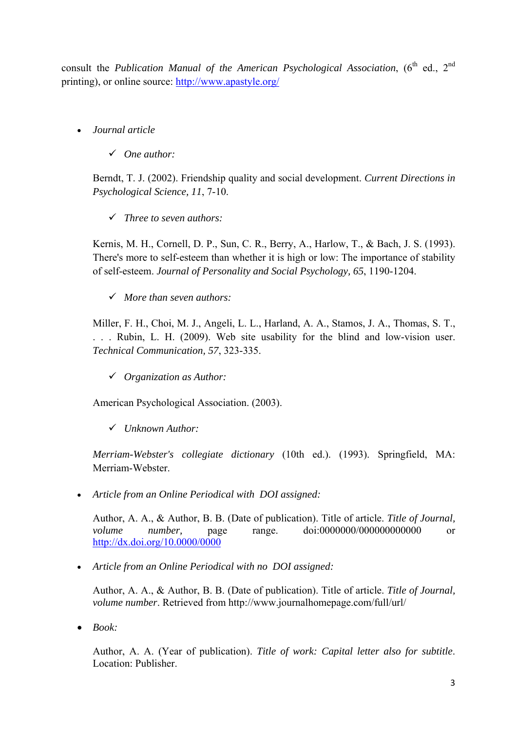consult the *Publication Manual of the American Psychological Association*, (6th ed., 2nd printing), or online source: http://www.apastyle.org/

- *Journal article*

  - ✓ *One author:*

  Berndt, T. J. (2002). Friendship quality and social development. *Current Directions in Psychological Science, 11*, 7-10.

  - ✓ *Three to seven authors:*

  Kernis, M. H., Cornell, D. P., Sun, C. R., Berry, A., Harlow, T., & Bach, J. S. (1993). There's more to self-esteem than whether it is high or low: The importance of stability of self-esteem. *Journal of Personality and Social Psychology, 65*, 1190-1204.

  - ✓ *More than seven authors:*

  Miller, F. H., Choi, M. J., Angeli, L. L., Harland, A. A., Stamos, J. A., Thomas, S. T., . . . Rubin, L. H. (2009). Web site usability for the blind and low-vision user. *Technical Communication, 57*, 323-335.

  - ✓ *Organization as Author:*

  American Psychological Association. (2003).

  - ✓ *Unknown Author:*

  *Merriam-Webster's collegiate dictionary* (10th ed.). (1993). Springfield, MA: Merriam-Webster.

- *Article from an Online Periodical with DOI assigned:*

  Author, A. A., & Author, B. B. (Date of publication). Title of article. *Title of Journal, volume number,* page range. doi:0000000/000000000000 or http://dx.doi.org/10.0000/0000

- *Article from an Online Periodical with no DOI assigned:*

  Author, A. A., & Author, B. B. (Date of publication). Title of article. *Title of Journal, volume number*. Retrieved from http://www.journalhomepage.com/full/url/

- *Book:*

  Author, A. A. (Year of publication). *Title of work: Capital letter also for subtitle*. Location: Publisher.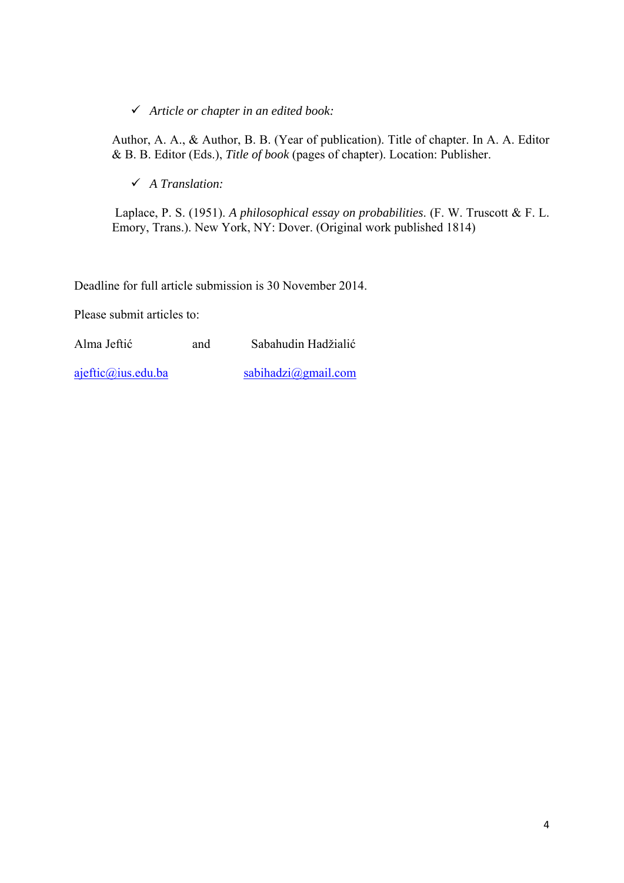- *Article or chapter in an edited book:*

Author, A. A., & Author, B. B. (Year of publication). Title of chapter. In A. A. Editor & B. B. Editor (Eds.), *Title of book* (pages of chapter). Location: Publisher.

- *A Translation:*

Laplace, P. S. (1951). *A philosophical essay on probabilities*. (F. W. Truscott & F. L. Emory, Trans.). New York, NY: Dover. (Original work published 1814)

Deadline for full article submission is 30 November 2014.

Please submit articles to:

Alma Jeftić and Sabahudin Hadžialić

ajeftic@ius.edu.ba sabihadzi@gmail.com